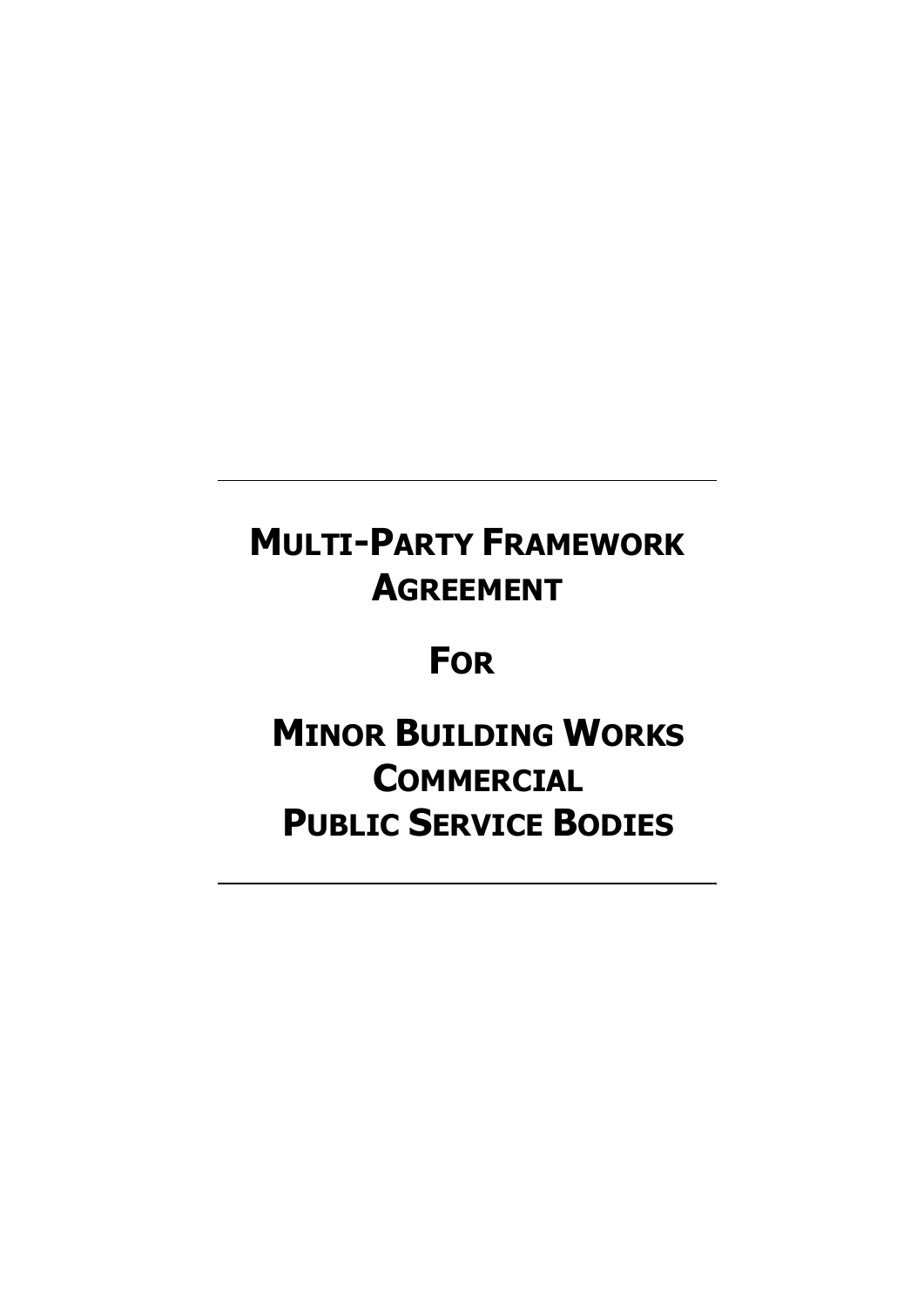---

# MULTI-PARTY FRAMEWORK AGREEMENT

# FOR

# MINOR BUILDING WORKS COMMERCIAL PUBLIC SERVICE BODIES

---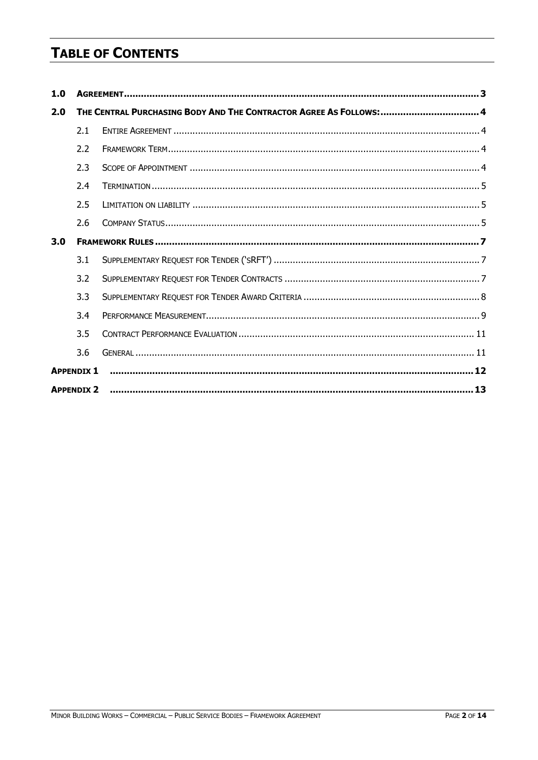# TABLE OF CONTENTS

| | | | |
|---|---|---|---|
| **1.0** | **AGREEMENT** | | **3** |
| **2.0** | **THE CENTRAL PURCHASING BODY AND THE CONTRACTOR AGREE AS FOLLOWS:** | | **4** |
| | 2.1 | ENTIRE AGREEMENT | 4 |
| | 2.2 | FRAMEWORK TERM | 4 |
| | 2.3 | SCOPE OF APPOINTMENT | 4 |
| | 2.4 | TERMINATION | 5 |
| | 2.5 | LIMITATION ON LIABILITY | 5 |
| | 2.6 | COMPANY STATUS | 5 |
| **3.0** | **FRAMEWORK RULES** | | **7** |
| | 3.1 | SUPPLEMENTARY REQUEST FOR TENDER ('SRFT') | 7 |
| | 3.2 | SUPPLEMENTARY REQUEST FOR TENDER CONTRACTS | 7 |
| | 3.3 | SUPPLEMENTARY REQUEST FOR TENDER AWARD CRITERIA | 8 |
| | 3.4 | PERFORMANCE MEASUREMENT | 9 |
| | 3.5 | CONTRACT PERFORMANCE EVALUATION | 11 |
| | 3.6 | GENERAL | 11 |
| **APPENDIX 1** | | | **12** |
| **APPENDIX 2** | | | **13** |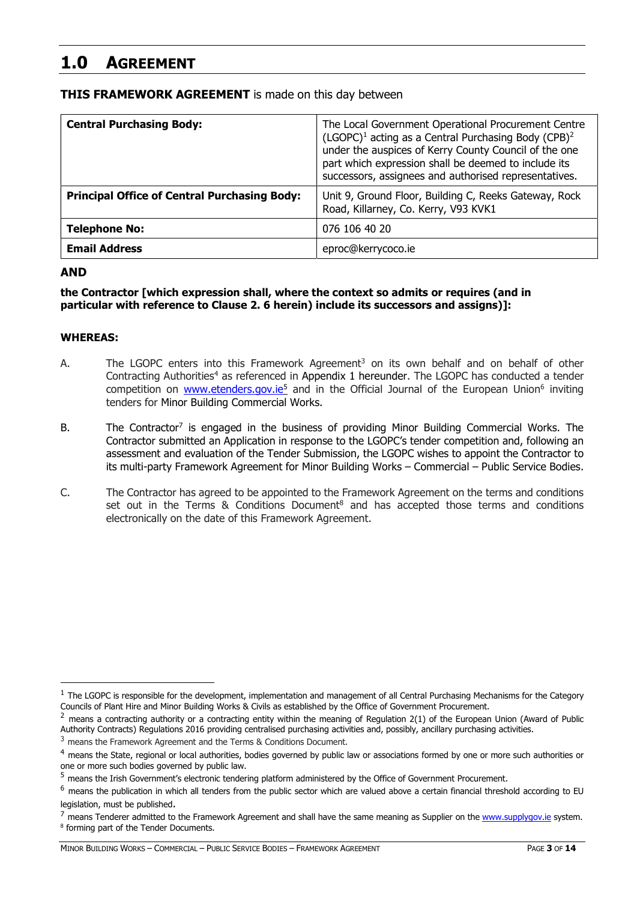# 1.0 AGREEMENT

**THIS FRAMEWORK AGREEMENT** is made on this day between

| **Central Purchasing Body:** | The Local Government Operational Procurement Centre (LGOPC)[1] acting as a Central Purchasing Body (CPB)[2] under the auspices of Kerry County Council of the one part which expression shall be deemed to include its successors, assignees and authorised representatives. |
|---|---|
| **Principal Office of Central Purchasing Body:** | Unit 9, Ground Floor, Building C, Reeks Gateway, Rock Road, Killarney, Co. Kerry, V93 KVK1 |
| **Telephone No:** | 076 106 40 20 |
| **Email Address** | eproc@kerrycoco.ie |

**AND**

**the Contractor [which expression shall, where the context so admits or requires (and in particular with reference to Clause 2. 6 herein) include its successors and assigns)]:**

**WHEREAS:**

A. The LGOPC enters into this Framework Agreement[3] on its own behalf and on behalf of other Contracting Authorities[4] as referenced in Appendix 1 hereunder. The LGOPC has conducted a tender competition on www.etenders.gov.ie[5] and in the Official Journal of the European Union[6] inviting tenders for Minor Building Commercial Works.

B. The Contractor[7] is engaged in the business of providing Minor Building Commercial Works. The Contractor submitted an Application in response to the LGOPC's tender competition and, following an assessment and evaluation of the Tender Submission, the LGOPC wishes to appoint the Contractor to its multi-party Framework Agreement for Minor Building Works – Commercial – Public Service Bodies.

C. The Contractor has agreed to be appointed to the Framework Agreement on the terms and conditions set out in the Terms & Conditions Document[8] and has accepted those terms and conditions electronically on the date of this Framework Agreement.

---

[1] The LGOPC is responsible for the development, implementation and management of all Central Purchasing Mechanisms for the Category Councils of Plant Hire and Minor Building Works & Civils as established by the Office of Government Procurement.

[2] means a contracting authority or a contracting entity within the meaning of Regulation 2(1) of the European Union (Award of Public Authority Contracts) Regulations 2016 providing centralised purchasing activities and, possibly, ancillary purchasing activities.

[3] means the Framework Agreement and the Terms & Conditions Document.

[4] means the State, regional or local authorities, bodies governed by public law or associations formed by one or more such authorities or one or more such bodies governed by public law.

[5] means the Irish Government's electronic tendering platform administered by the Office of Government Procurement.

[6] means the publication in which all tenders from the public sector which are valued above a certain financial threshold according to EU legislation, must be published.

[7] means Tenderer admitted to the Framework Agreement and shall have the same meaning as Supplier on the www.supplygov.ie system.

[8] forming part of the Tender Documents.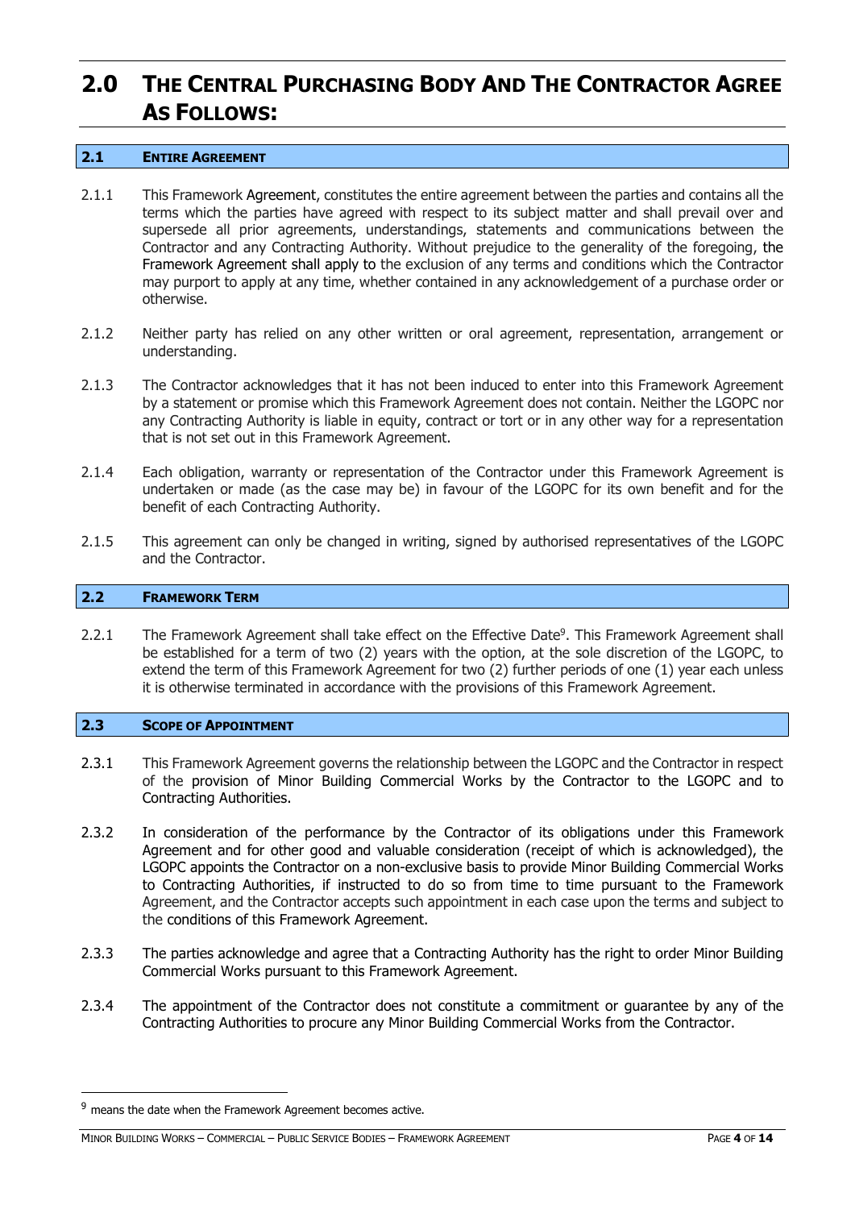# 2.0 THE CENTRAL PURCHASING BODY AND THE CONTRACTOR AGREE AS FOLLOWS:

## 2.1 ENTIRE AGREEMENT

2.1.1 This Framework Agreement, constitutes the entire agreement between the parties and contains all the terms which the parties have agreed with respect to its subject matter and shall prevail over and supersede all prior agreements, understandings, statements and communications between the Contractor and any Contracting Authority. Without prejudice to the generality of the foregoing, the Framework Agreement shall apply to the exclusion of any terms and conditions which the Contractor may purport to apply at any time, whether contained in any acknowledgement of a purchase order or otherwise.

2.1.2 Neither party has relied on any other written or oral agreement, representation, arrangement or understanding.

2.1.3 The Contractor acknowledges that it has not been induced to enter into this Framework Agreement by a statement or promise which this Framework Agreement does not contain. Neither the LGOPC nor any Contracting Authority is liable in equity, contract or tort or in any other way for a representation that is not set out in this Framework Agreement.

2.1.4 Each obligation, warranty or representation of the Contractor under this Framework Agreement is undertaken or made (as the case may be) in favour of the LGOPC for its own benefit and for the benefit of each Contracting Authority.

2.1.5 This agreement can only be changed in writing, signed by authorised representatives of the LGOPC and the Contractor.

## 2.2 FRAMEWORK TERM

2.2.1 The Framework Agreement shall take effect on the Effective Date[9]. This Framework Agreement shall be established for a term of two (2) years with the option, at the sole discretion of the LGOPC, to extend the term of this Framework Agreement for two (2) further periods of one (1) year each unless it is otherwise terminated in accordance with the provisions of this Framework Agreement.

## 2.3 SCOPE OF APPOINTMENT

2.3.1 This Framework Agreement governs the relationship between the LGOPC and the Contractor in respect of the provision of Minor Building Commercial Works by the Contractor to the LGOPC and to Contracting Authorities.

2.3.2 In consideration of the performance by the Contractor of its obligations under this Framework Agreement and for other good and valuable consideration (receipt of which is acknowledged), the LGOPC appoints the Contractor on a non-exclusive basis to provide Minor Building Commercial Works to Contracting Authorities, if instructed to do so from time to time pursuant to the Framework Agreement, and the Contractor accepts such appointment in each case upon the terms and subject to the conditions of this Framework Agreement.

2.3.3 The parties acknowledge and agree that a Contracting Authority has the right to order Minor Building Commercial Works pursuant to this Framework Agreement.

2.3.4 The appointment of the Contractor does not constitute a commitment or guarantee by any of the Contracting Authorities to procure any Minor Building Commercial Works from the Contractor.

---

[9] means the date when the Framework Agreement becomes active.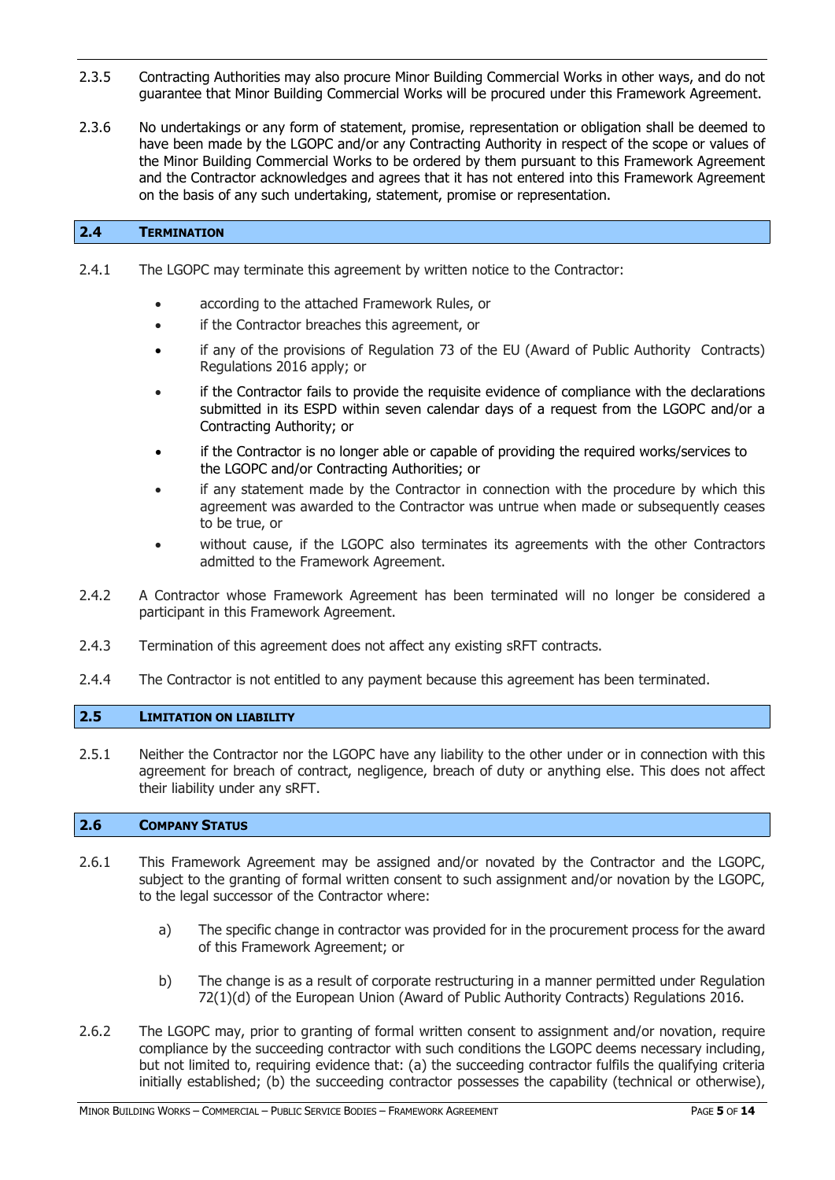2.3.5 Contracting Authorities may also procure Minor Building Commercial Works in other ways, and do not guarantee that Minor Building Commercial Works will be procured under this Framework Agreement.

2.3.6 No undertakings or any form of statement, promise, representation or obligation shall be deemed to have been made by the LGOPC and/or any Contracting Authority in respect of the scope or values of the Minor Building Commercial Works to be ordered by them pursuant to this Framework Agreement and the Contractor acknowledges and agrees that it has not entered into this Framework Agreement on the basis of any such undertaking, statement, promise or representation.

## 2.4 TERMINATION

2.4.1 The LGOPC may terminate this agreement by written notice to the Contractor:

- according to the attached Framework Rules, or
- if the Contractor breaches this agreement, or
- if any of the provisions of Regulation 73 of the EU (Award of Public Authority Contracts) Regulations 2016 apply; or
- if the Contractor fails to provide the requisite evidence of compliance with the declarations submitted in its ESPD within seven calendar days of a request from the LGOPC and/or a Contracting Authority; or
- if the Contractor is no longer able or capable of providing the required works/services to the LGOPC and/or Contracting Authorities; or
- if any statement made by the Contractor in connection with the procedure by which this agreement was awarded to the Contractor was untrue when made or subsequently ceases to be true, or
- without cause, if the LGOPC also terminates its agreements with the other Contractors admitted to the Framework Agreement.

2.4.2 A Contractor whose Framework Agreement has been terminated will no longer be considered a participant in this Framework Agreement.

2.4.3 Termination of this agreement does not affect any existing sRFT contracts.

2.4.4 The Contractor is not entitled to any payment because this agreement has been terminated.

## 2.5 LIMITATION ON LIABILITY

2.5.1 Neither the Contractor nor the LGOPC have any liability to the other under or in connection with this agreement for breach of contract, negligence, breach of duty or anything else. This does not affect their liability under any sRFT.

## 2.6 COMPANY STATUS

2.6.1 This Framework Agreement may be assigned and/or novated by the Contractor and the LGOPC, subject to the granting of formal written consent to such assignment and/or novation by the LGOPC, to the legal successor of the Contractor where:

a) The specific change in contractor was provided for in the procurement process for the award of this Framework Agreement; or

b) The change is as a result of corporate restructuring in a manner permitted under Regulation 72(1)(d) of the European Union (Award of Public Authority Contracts) Regulations 2016.

2.6.2 The LGOPC may, prior to granting of formal written consent to assignment and/or novation, require compliance by the succeeding contractor with such conditions the LGOPC deems necessary including, but not limited to, requiring evidence that: (a) the succeeding contractor fulfils the qualifying criteria initially established; (b) the succeeding contractor possesses the capability (technical or otherwise),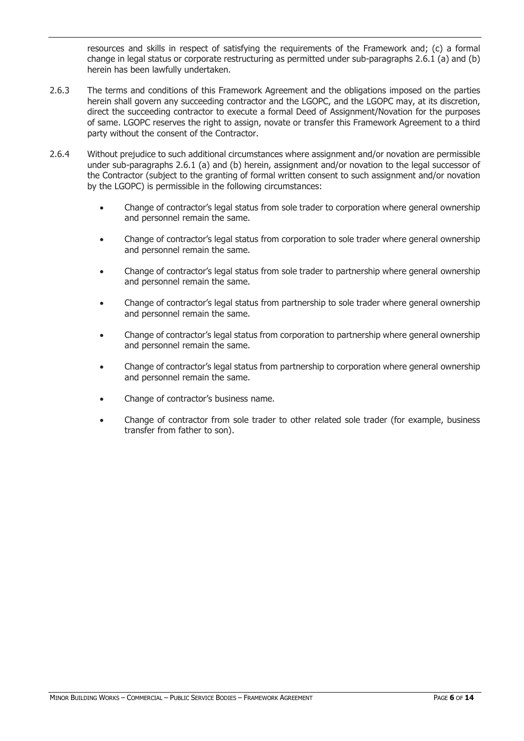resources and skills in respect of satisfying the requirements of the Framework and; (c) a formal change in legal status or corporate restructuring as permitted under sub-paragraphs 2.6.1 (a) and (b) herein has been lawfully undertaken.

2.6.3 The terms and conditions of this Framework Agreement and the obligations imposed on the parties herein shall govern any succeeding contractor and the LGOPC, and the LGOPC may, at its discretion, direct the succeeding contractor to execute a formal Deed of Assignment/Novation for the purposes of same. LGOPC reserves the right to assign, novate or transfer this Framework Agreement to a third party without the consent of the Contractor.

2.6.4 Without prejudice to such additional circumstances where assignment and/or novation are permissible under sub-paragraphs 2.6.1 (a) and (b) herein, assignment and/or novation to the legal successor of the Contractor (subject to the granting of formal written consent to such assignment and/or novation by the LGOPC) is permissible in the following circumstances:

- Change of contractor's legal status from sole trader to corporation where general ownership and personnel remain the same.
- Change of contractor's legal status from corporation to sole trader where general ownership and personnel remain the same.
- Change of contractor's legal status from sole trader to partnership where general ownership and personnel remain the same.
- Change of contractor's legal status from partnership to sole trader where general ownership and personnel remain the same.
- Change of contractor's legal status from corporation to partnership where general ownership and personnel remain the same.
- Change of contractor's legal status from partnership to corporation where general ownership and personnel remain the same.
- Change of contractor's business name.
- Change of contractor from sole trader to other related sole trader (for example, business transfer from father to son).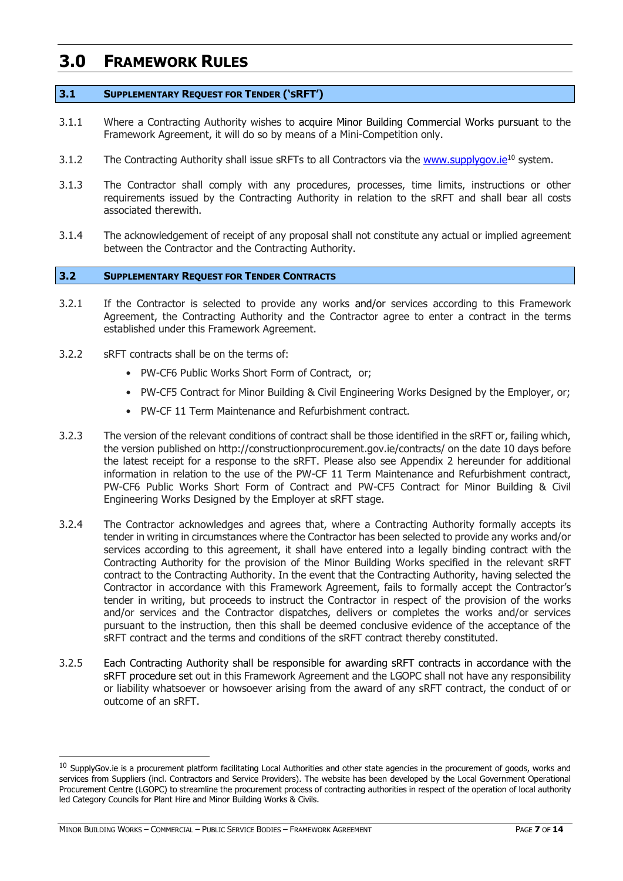# 3.0 Framework Rules

## 3.1 Supplementary Request for Tender ('sRFT')

3.1.1 Where a Contracting Authority wishes to acquire Minor Building Commercial Works pursuant to the Framework Agreement, it will do so by means of a Mini-Competition only.

3.1.2 The Contracting Authority shall issue sRFTs to all Contractors via the www.supplygov.ie[10] system.

3.1.3 The Contractor shall comply with any procedures, processes, time limits, instructions or other requirements issued by the Contracting Authority in relation to the sRFT and shall bear all costs associated therewith.

3.1.4 The acknowledgement of receipt of any proposal shall not constitute any actual or implied agreement between the Contractor and the Contracting Authority.

## 3.2 Supplementary Request for Tender Contracts

3.2.1 If the Contractor is selected to provide any works and/or services according to this Framework Agreement, the Contracting Authority and the Contractor agree to enter a contract in the terms established under this Framework Agreement.

3.2.2 sRFT contracts shall be on the terms of:

- PW-CF6 Public Works Short Form of Contract, or;
- PW-CF5 Contract for Minor Building & Civil Engineering Works Designed by the Employer, or;
- PW-CF 11 Term Maintenance and Refurbishment contract.

3.2.3 The version of the relevant conditions of contract shall be those identified in the sRFT or, failing which, the version published on http://constructionprocurement.gov.ie/contracts/ on the date 10 days before the latest receipt for a response to the sRFT. Please also see Appendix 2 hereunder for additional information in relation to the use of the PW-CF 11 Term Maintenance and Refurbishment contract, PW-CF6 Public Works Short Form of Contract and PW-CF5 Contract for Minor Building & Civil Engineering Works Designed by the Employer at sRFT stage.

3.2.4 The Contractor acknowledges and agrees that, where a Contracting Authority formally accepts its tender in writing in circumstances where the Contractor has been selected to provide any works and/or services according to this agreement, it shall have entered into a legally binding contract with the Contracting Authority for the provision of the Minor Building Works specified in the relevant sRFT contract to the Contracting Authority. In the event that the Contracting Authority, having selected the Contractor in accordance with this Framework Agreement, fails to formally accept the Contractor's tender in writing, but proceeds to instruct the Contractor in respect of the provision of the works and/or services and the Contractor dispatches, delivers or completes the works and/or services pursuant to the instruction, then this shall be deemed conclusive evidence of the acceptance of the sRFT contract and the terms and conditions of the sRFT contract thereby constituted.

3.2.5 Each Contracting Authority shall be responsible for awarding sRFT contracts in accordance with the sRFT procedure set out in this Framework Agreement and the LGOPC shall not have any responsibility or liability whatsoever or howsoever arising from the award of any sRFT contract, the conduct of or outcome of an sRFT.

---

[10] SupplyGov.ie is a procurement platform facilitating Local Authorities and other state agencies in the procurement of goods, works and services from Suppliers (incl. Contractors and Service Providers). The website has been developed by the Local Government Operational Procurement Centre (LGOPC) to streamline the procurement process of contracting authorities in respect of the operation of local authority led Category Councils for Plant Hire and Minor Building Works & Civils.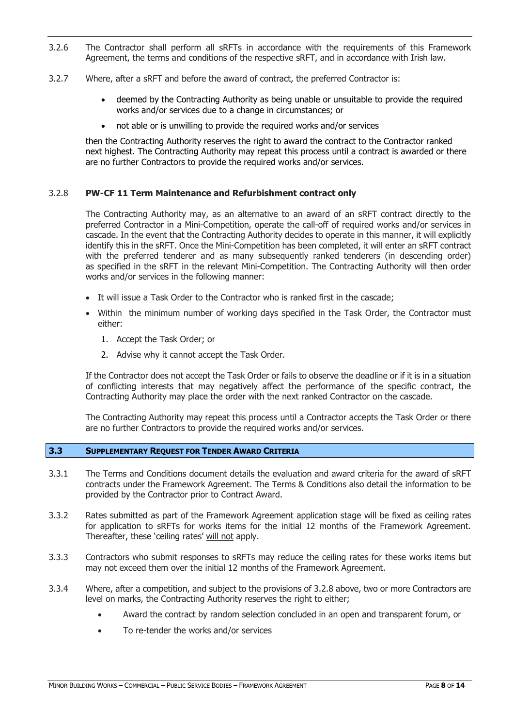3.2.6 The Contractor shall perform all sRFTs in accordance with the requirements of this Framework Agreement, the terms and conditions of the respective sRFT, and in accordance with Irish law.

3.2.7 Where, after a sRFT and before the award of contract, the preferred Contractor is:

- deemed by the Contracting Authority as being unable or unsuitable to provide the required works and/or services due to a change in circumstances; or
- not able or is unwilling to provide the required works and/or services

then the Contracting Authority reserves the right to award the contract to the Contractor ranked next highest. The Contracting Authority may repeat this process until a contract is awarded or there are no further Contractors to provide the required works and/or services.

3.2.8 **PW-CF 11 Term Maintenance and Refurbishment contract only**

The Contracting Authority may, as an alternative to an award of an sRFT contract directly to the preferred Contractor in a Mini-Competition, operate the call-off of required works and/or services in cascade. In the event that the Contracting Authority decides to operate in this manner, it will explicitly identify this in the sRFT. Once the Mini-Competition has been completed, it will enter an sRFT contract with the preferred tenderer and as many subsequently ranked tenderers (in descending order) as specified in the sRFT in the relevant Mini-Competition. The Contracting Authority will then order works and/or services in the following manner:

- It will issue a Task Order to the Contractor who is ranked first in the cascade;
- Within the minimum number of working days specified in the Task Order, the Contractor must either:
  1. Accept the Task Order; or
  2. Advise why it cannot accept the Task Order.

If the Contractor does not accept the Task Order or fails to observe the deadline or if it is in a situation of conflicting interests that may negatively affect the performance of the specific contract, the Contracting Authority may place the order with the next ranked Contractor on the cascade.

The Contracting Authority may repeat this process until a Contractor accepts the Task Order or there are no further Contractors to provide the required works and/or services.

## 3.3 SUPPLEMENTARY REQUEST FOR TENDER AWARD CRITERIA

3.3.1 The Terms and Conditions document details the evaluation and award criteria for the award of sRFT contracts under the Framework Agreement. The Terms & Conditions also detail the information to be provided by the Contractor prior to Contract Award.

3.3.2 Rates submitted as part of the Framework Agreement application stage will be fixed as ceiling rates for application to sRFTs for works items for the initial 12 months of the Framework Agreement. Thereafter, these 'ceiling rates' will not apply.

3.3.3 Contractors who submit responses to sRFTs may reduce the ceiling rates for these works items but may not exceed them over the initial 12 months of the Framework Agreement.

3.3.4 Where, after a competition, and subject to the provisions of 3.2.8 above, two or more Contractors are level on marks, the Contracting Authority reserves the right to either;

- Award the contract by random selection concluded in an open and transparent forum, or
- To re-tender the works and/or services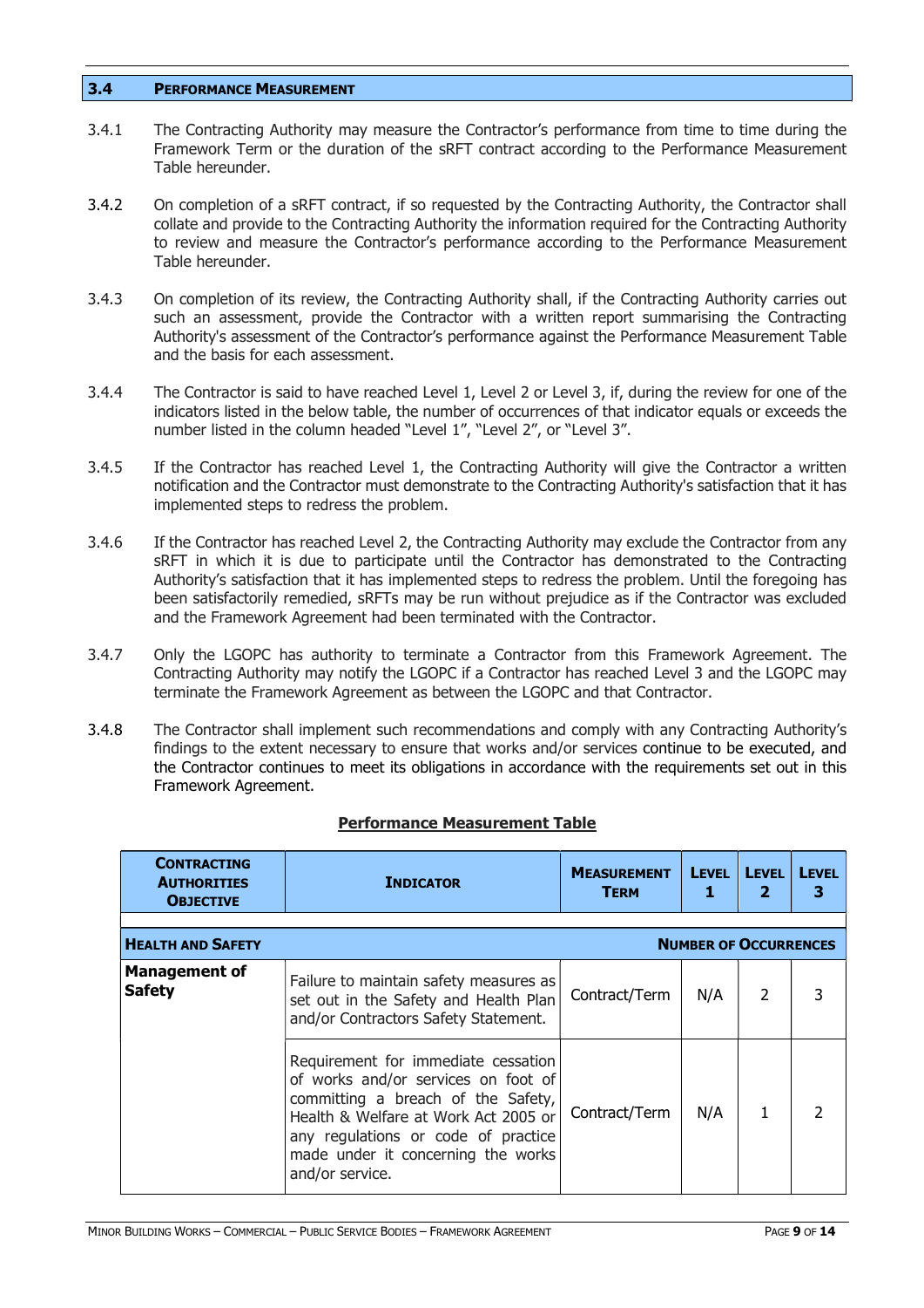## 3.4 PERFORMANCE MEASUREMENT

3.4.1 The Contracting Authority may measure the Contractor's performance from time to time during the Framework Term or the duration of the sRFT contract according to the Performance Measurement Table hereunder.

3.4.2 On completion of a sRFT contract, if so requested by the Contracting Authority, the Contractor shall collate and provide to the Contracting Authority the information required for the Contracting Authority to review and measure the Contractor's performance according to the Performance Measurement Table hereunder.

3.4.3 On completion of its review, the Contracting Authority shall, if the Contracting Authority carries out such an assessment, provide the Contractor with a written report summarising the Contracting Authority's assessment of the Contractor's performance against the Performance Measurement Table and the basis for each assessment.

3.4.4 The Contractor is said to have reached Level 1, Level 2 or Level 3, if, during the review for one of the indicators listed in the below table, the number of occurrences of that indicator equals or exceeds the number listed in the column headed "Level 1", "Level 2", or "Level 3".

3.4.5 If the Contractor has reached Level 1, the Contracting Authority will give the Contractor a written notification and the Contractor must demonstrate to the Contracting Authority's satisfaction that it has implemented steps to redress the problem.

3.4.6 If the Contractor has reached Level 2, the Contracting Authority may exclude the Contractor from any sRFT in which it is due to participate until the Contractor has demonstrated to the Contracting Authority's satisfaction that it has implemented steps to redress the problem. Until the foregoing has been satisfactorily remedied, sRFTs may be run without prejudice as if the Contractor was excluded and the Framework Agreement had been terminated with the Contractor.

3.4.7 Only the LGOPC has authority to terminate a Contractor from this Framework Agreement. The Contracting Authority may notify the LGOPC if a Contractor has reached Level 3 and the LGOPC may terminate the Framework Agreement as between the LGOPC and that Contractor.

3.4.8 The Contractor shall implement such recommendations and comply with any Contracting Authority's findings to the extent necessary to ensure that works and/or services continue to be executed, and the Contractor continues to meet its obligations in accordance with the requirements set out in this Framework Agreement.

**Performance Measurement Table**

| CONTRACTING AUTHORITIES OBJECTIVE | INDICATOR | MEASUREMENT TERM | LEVEL 1 | LEVEL 2 | LEVEL 3 |
|---|---|---|---|---|---|
| **HEALTH AND SAFETY** | | | **NUMBER OF OCCURRENCES** | | |
| **Management of Safety** | Failure to maintain safety measures as set out in the Safety and Health Plan and/or Contractors Safety Statement. | Contract/Term | N/A | 2 | 3 |
| | Requirement for immediate cessation of works and/or services on foot of committing a breach of the Safety, Health & Welfare at Work Act 2005 or any regulations or code of practice made under it concerning the works and/or service. | Contract/Term | N/A | 1 | 2 |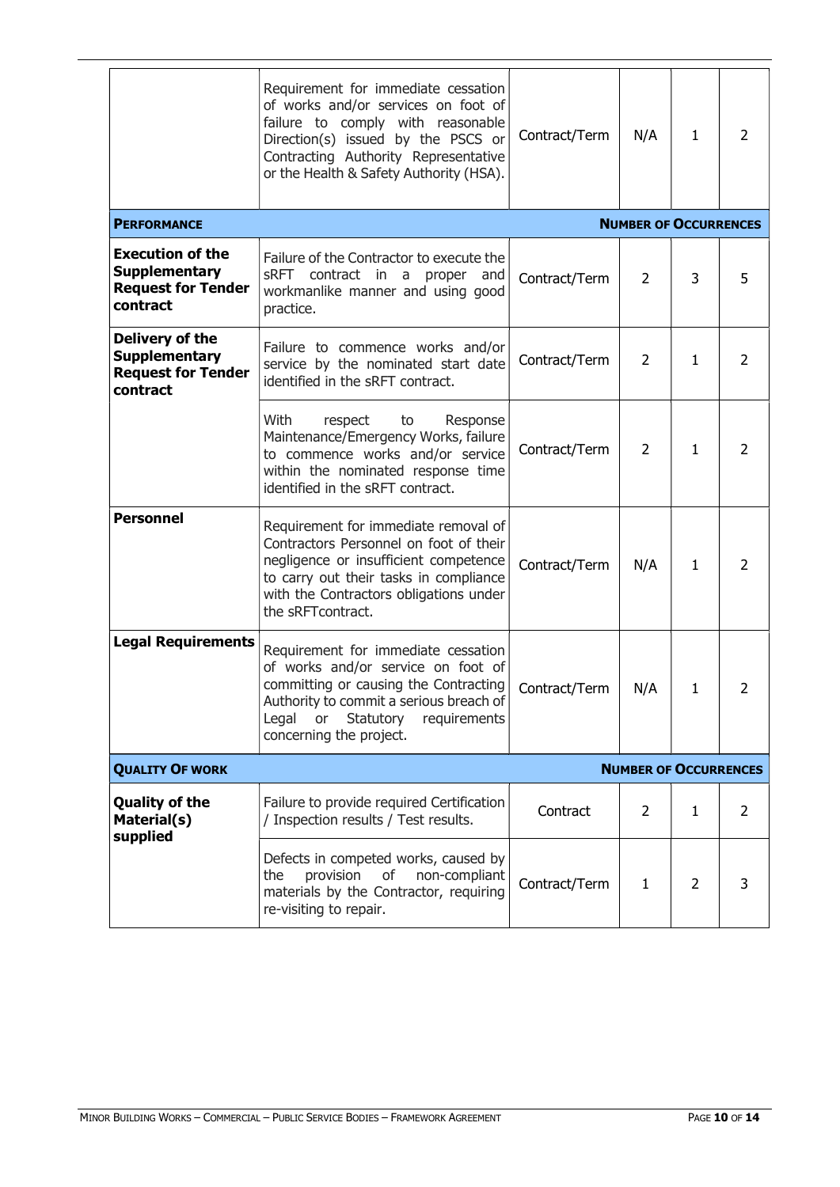| | | | | | |
|---|---|---|---|---|---|
| | Requirement for immediate cessation of works and/or services on foot of failure to comply with reasonable Direction(s) issued by the PSCS or Contracting Authority Representative or the Health & Safety Authority (HSA). | Contract/Term | N/A | 1 | 2 |
| **PERFORMANCE** | | | | | **NUMBER OF OCCURRENCES** |
| **Execution of the Supplementary Request for Tender contract** | Failure of the Contractor to execute the sRFT contract in a proper and workmanlike manner and using good practice. | Contract/Term | 2 | 3 | 5 |
| **Delivery of the Supplementary Request for Tender contract** | Failure to commence works and/or service by the nominated start date identified in the sRFT contract. | Contract/Term | 2 | 1 | 2 |
| | With respect to Response Maintenance/Emergency Works, failure to commence works and/or service within the nominated response time identified in the sRFT contract. | Contract/Term | 2 | 1 | 2 |
| **Personnel** | Requirement for immediate removal of Contractors Personnel on foot of their negligence or insufficient competence to carry out their tasks in compliance with the Contractors obligations under the sRFTcontract. | Contract/Term | N/A | 1 | 2 |
| **Legal Requirements** | Requirement for immediate cessation of works and/or service on foot of committing or causing the Contracting Authority to commit a serious breach of Legal or Statutory requirements concerning the project. | Contract/Term | N/A | 1 | 2 |
| **QUALITY OF WORK** | | | | | **NUMBER OF OCCURRENCES** |
| **Quality of the Material(s) supplied** | Failure to provide required Certification / Inspection results / Test results. | Contract | 2 | 1 | 2 |
| | Defects in competed works, caused by the provision of non-compliant materials by the Contractor, requiring re-visiting to repair. | Contract/Term | 1 | 2 | 3 |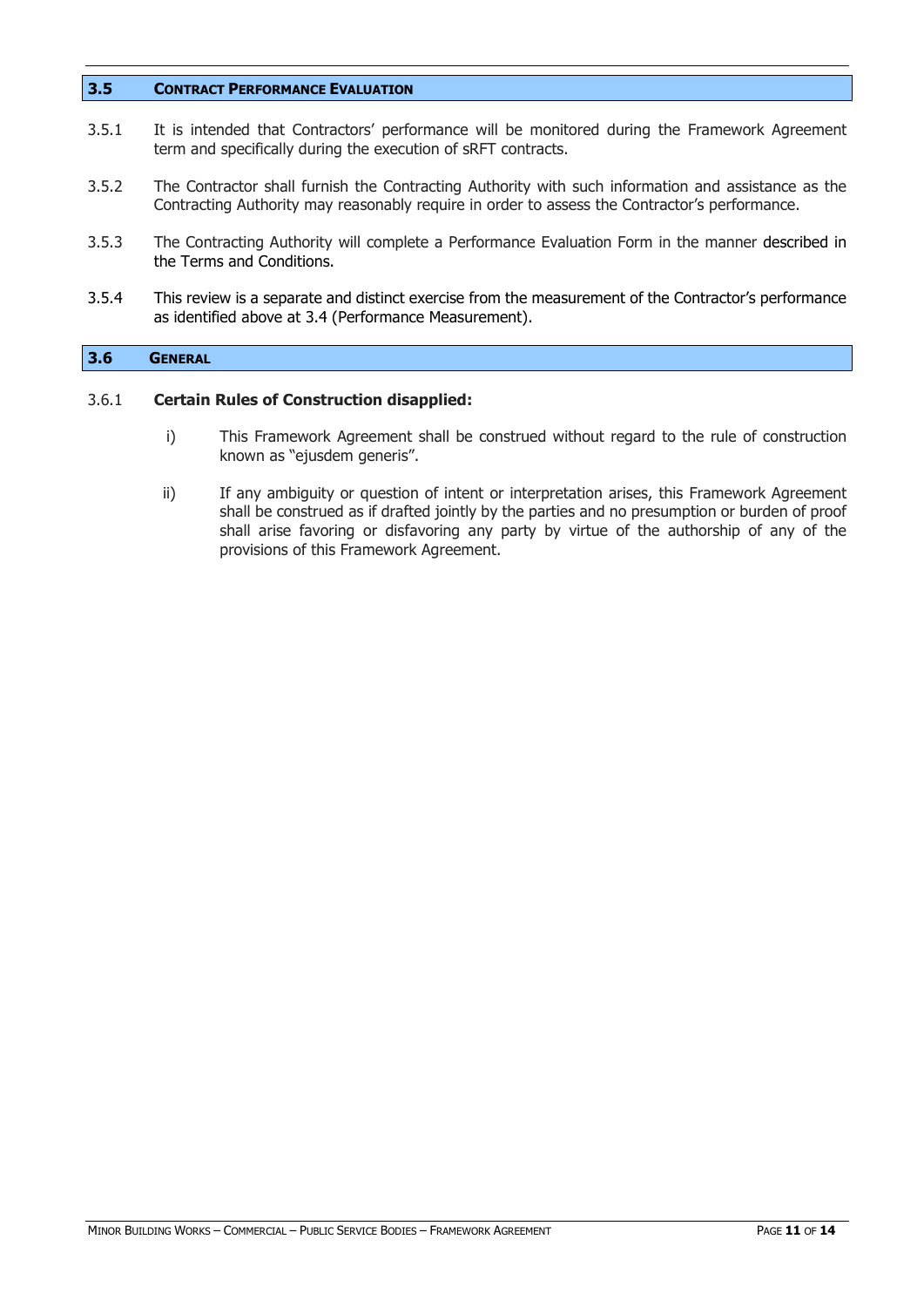## 3.5 CONTRACT PERFORMANCE EVALUATION

3.5.1 It is intended that Contractors' performance will be monitored during the Framework Agreement term and specifically during the execution of sRFT contracts.

3.5.2 The Contractor shall furnish the Contracting Authority with such information and assistance as the Contracting Authority may reasonably require in order to assess the Contractor's performance.

3.5.3 The Contracting Authority will complete a Performance Evaluation Form in the manner described in the Terms and Conditions.

3.5.4 This review is a separate and distinct exercise from the measurement of the Contractor's performance as identified above at 3.4 (Performance Measurement).

## 3.6 GENERAL

3.6.1 **Certain Rules of Construction disapplied:**

i) This Framework Agreement shall be construed without regard to the rule of construction known as "ejusdem generis".

ii) If any ambiguity or question of intent or interpretation arises, this Framework Agreement shall be construed as if drafted jointly by the parties and no presumption or burden of proof shall arise favoring or disfavoring any party by virtue of the authorship of any of the provisions of this Framework Agreement.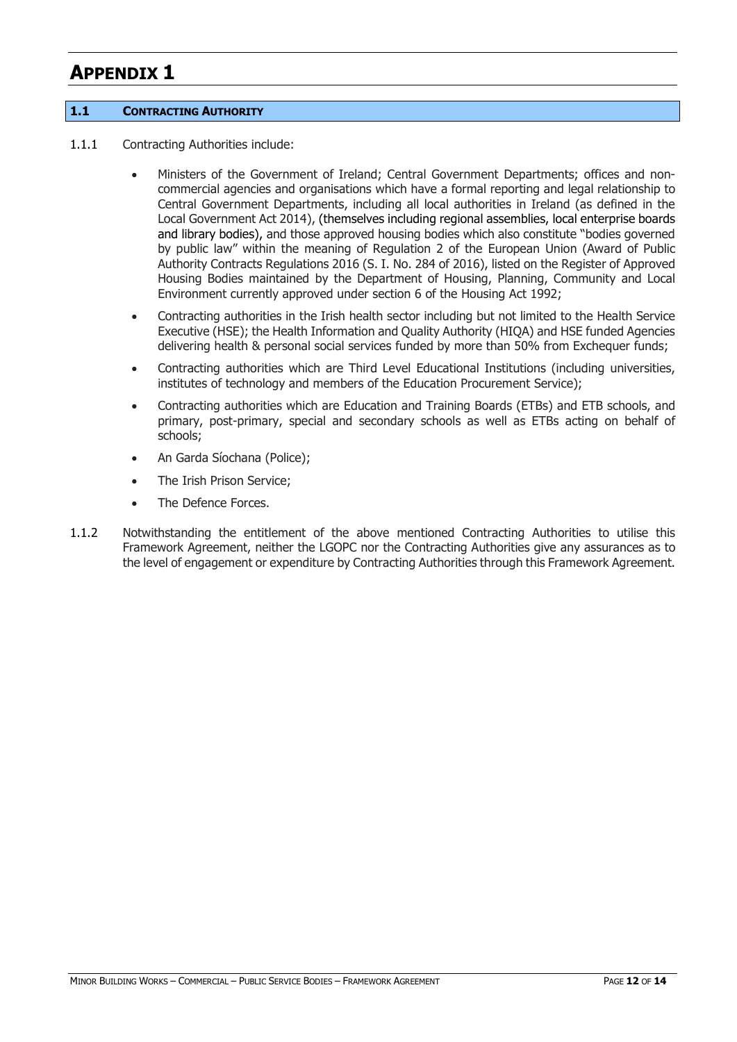# APPENDIX 1

## 1.1 CONTRACTING AUTHORITY

1.1.1 Contracting Authorities include:

- Ministers of the Government of Ireland; Central Government Departments; offices and non-commercial agencies and organisations which have a formal reporting and legal relationship to Central Government Departments, including all local authorities in Ireland (as defined in the Local Government Act 2014), (themselves including regional assemblies, local enterprise boards and library bodies), and those approved housing bodies which also constitute "bodies governed by public law" within the meaning of Regulation 2 of the European Union (Award of Public Authority Contracts Regulations 2016 (S. I. No. 284 of 2016), listed on the Register of Approved Housing Bodies maintained by the Department of Housing, Planning, Community and Local Environment currently approved under section 6 of the Housing Act 1992;
- Contracting authorities in the Irish health sector including but not limited to the Health Service Executive (HSE); the Health Information and Quality Authority (HIQA) and HSE funded Agencies delivering health & personal social services funded by more than 50% from Exchequer funds;
- Contracting authorities which are Third Level Educational Institutions (including universities, institutes of technology and members of the Education Procurement Service);
- Contracting authorities which are Education and Training Boards (ETBs) and ETB schools, and primary, post-primary, special and secondary schools as well as ETBs acting on behalf of schools;
- An Garda Síochana (Police);
- The Irish Prison Service;
- The Defence Forces.

1.1.2 Notwithstanding the entitlement of the above mentioned Contracting Authorities to utilise this Framework Agreement, neither the LGOPC nor the Contracting Authorities give any assurances as to the level of engagement or expenditure by Contracting Authorities through this Framework Agreement.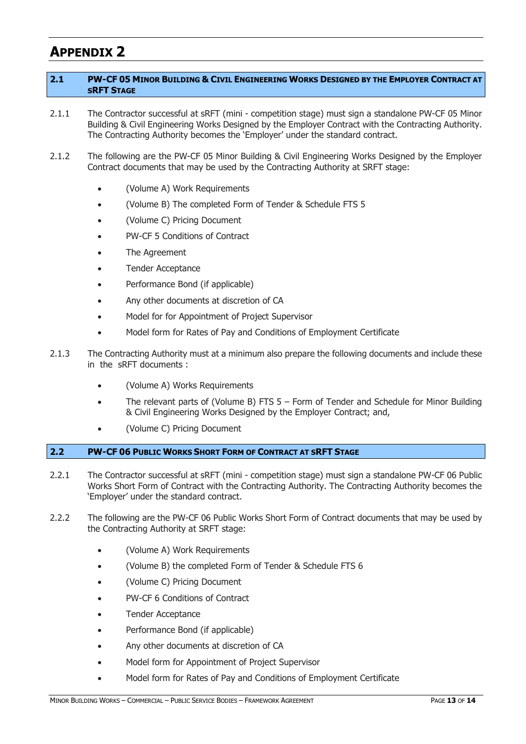# APPENDIX 2

## 2.1 PW-CF 05 MINOR BUILDING & CIVIL ENGINEERING WORKS DESIGNED BY THE EMPLOYER CONTRACT AT SRFT STAGE

2.1.1 The Contractor successful at sRFT (mini - competition stage) must sign a standalone PW-CF 05 Minor Building & Civil Engineering Works Designed by the Employer Contract with the Contracting Authority. The Contracting Authority becomes the 'Employer' under the standard contract.

2.1.2 The following are the PW-CF 05 Minor Building & Civil Engineering Works Designed by the Employer Contract documents that may be used by the Contracting Authority at SRFT stage:

- (Volume A) Work Requirements
- (Volume B) The completed Form of Tender & Schedule FTS 5
- (Volume C) Pricing Document
- PW-CF 5 Conditions of Contract
- The Agreement
- Tender Acceptance
- Performance Bond (if applicable)
- Any other documents at discretion of CA
- Model for for Appointment of Project Supervisor
- Model form for Rates of Pay and Conditions of Employment Certificate

2.1.3 The Contracting Authority must at a minimum also prepare the following documents and include these in the sRFT documents :

- (Volume A) Works Requirements
- The relevant parts of (Volume B) FTS 5 – Form of Tender and Schedule for Minor Building & Civil Engineering Works Designed by the Employer Contract; and,
- (Volume C) Pricing Document

## 2.2 PW-CF 06 PUBLIC WORKS SHORT FORM OF CONTRACT AT SRFT STAGE

2.2.1 The Contractor successful at sRFT (mini - competition stage) must sign a standalone PW-CF 06 Public Works Short Form of Contract with the Contracting Authority. The Contracting Authority becomes the 'Employer' under the standard contract.

2.2.2 The following are the PW-CF 06 Public Works Short Form of Contract documents that may be used by the Contracting Authority at SRFT stage:

- (Volume A) Work Requirements
- (Volume B) the completed Form of Tender & Schedule FTS 6
- (Volume C) Pricing Document
- PW-CF 6 Conditions of Contract
- Tender Acceptance
- Performance Bond (if applicable)
- Any other documents at discretion of CA
- Model form for Appointment of Project Supervisor
- Model form for Rates of Pay and Conditions of Employment Certificate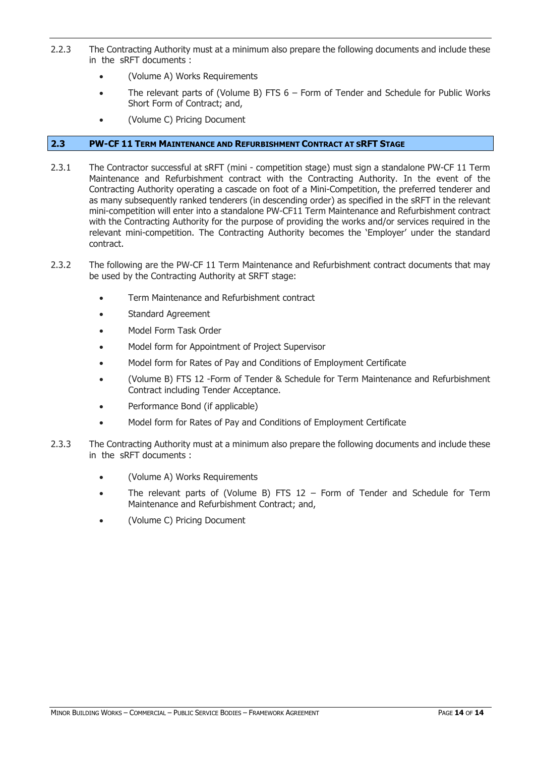2.2.3 The Contracting Authority must at a minimum also prepare the following documents and include these in the sRFT documents :

- (Volume A) Works Requirements
- The relevant parts of (Volume B) FTS 6 – Form of Tender and Schedule for Public Works Short Form of Contract; and,
- (Volume C) Pricing Document

## 2.3 PW-CF 11 TERM MAINTENANCE AND REFURBISHMENT CONTRACT AT sRFT STAGE

2.3.1 The Contractor successful at sRFT (mini - competition stage) must sign a standalone PW-CF 11 Term Maintenance and Refurbishment contract with the Contracting Authority. In the event of the Contracting Authority operating a cascade on foot of a Mini-Competition, the preferred tenderer and as many subsequently ranked tenderers (in descending order) as specified in the sRFT in the relevant mini-competition will enter into a standalone PW-CF11 Term Maintenance and Refurbishment contract with the Contracting Authority for the purpose of providing the works and/or services required in the relevant mini-competition. The Contracting Authority becomes the 'Employer' under the standard contract.

2.3.2 The following are the PW-CF 11 Term Maintenance and Refurbishment contract documents that may be used by the Contracting Authority at SRFT stage:

- Term Maintenance and Refurbishment contract
- Standard Agreement
- Model Form Task Order
- Model form for Appointment of Project Supervisor
- Model form for Rates of Pay and Conditions of Employment Certificate
- (Volume B) FTS 12 -Form of Tender & Schedule for Term Maintenance and Refurbishment Contract including Tender Acceptance.
- Performance Bond (if applicable)
- Model form for Rates of Pay and Conditions of Employment Certificate

2.3.3 The Contracting Authority must at a minimum also prepare the following documents and include these in the sRFT documents :

- (Volume A) Works Requirements
- The relevant parts of (Volume B) FTS 12 – Form of Tender and Schedule for Term Maintenance and Refurbishment Contract; and,
- (Volume C) Pricing Document